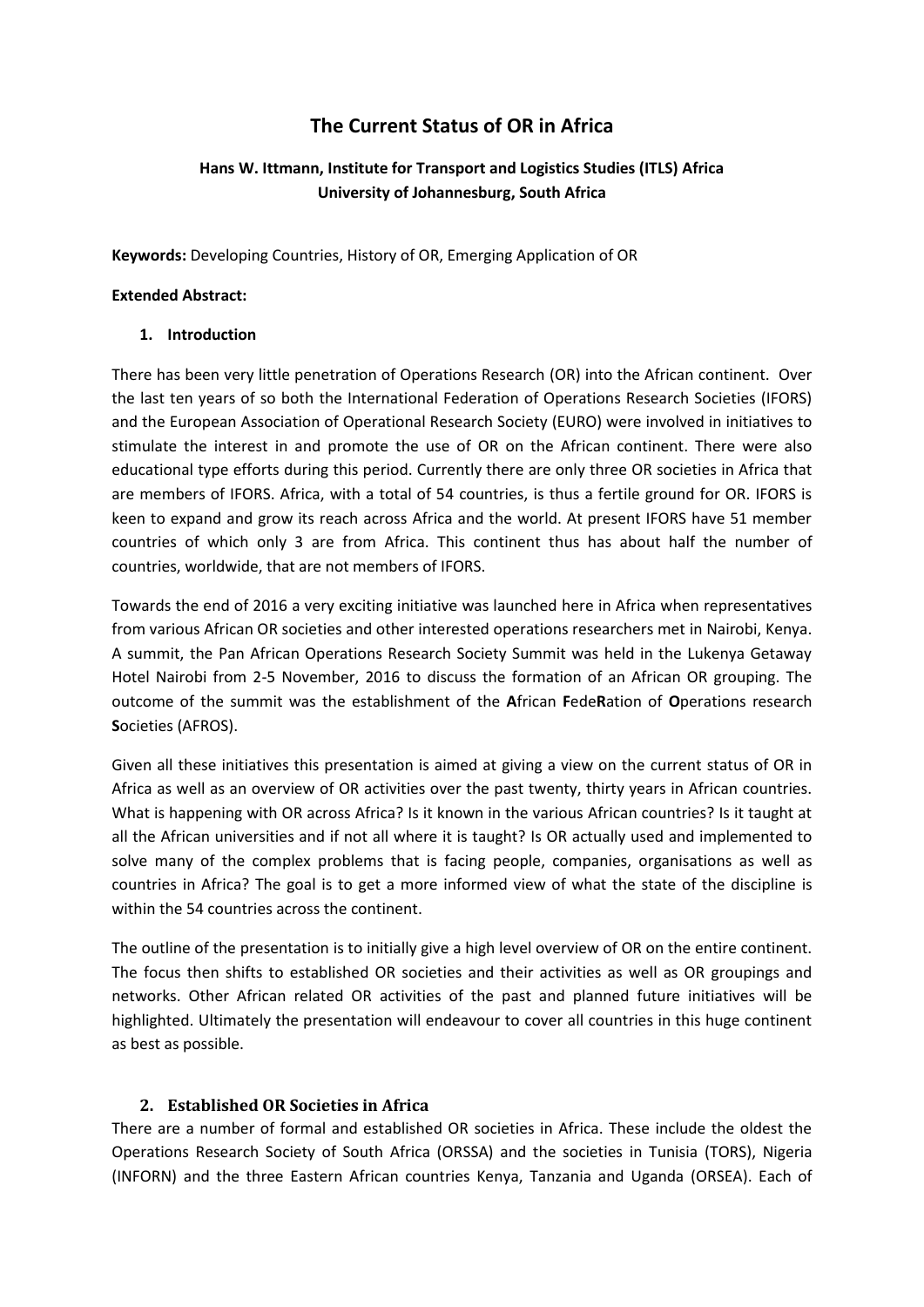# The Current Status of OR in Africa

**Hans W. Ittmann, Institute for Transport and Logistics Studies (ITLS) Africa**
**University of Johannesburg, South Africa**

**Keywords:** Developing Countries, History of OR, Emerging Application of OR

**Extended Abstract:**

## 1. Introduction

There has been very little penetration of Operations Research (OR) into the African continent. Over the last ten years of so both the International Federation of Operations Research Societies (IFORS) and the European Association of Operational Research Society (EURO) were involved in initiatives to stimulate the interest in and promote the use of OR on the African continent. There were also educational type efforts during this period. Currently there are only three OR societies in Africa that are members of IFORS. Africa, with a total of 54 countries, is thus a fertile ground for OR. IFORS is keen to expand and grow its reach across Africa and the world. At present IFORS have 51 member countries of which only 3 are from Africa. This continent thus has about half the number of countries, worldwide, that are not members of IFORS.

Towards the end of 2016 a very exciting initiative was launched here in Africa when representatives from various African OR societies and other interested operations researchers met in Nairobi, Kenya. A summit, the Pan African Operations Research Society Summit was held in the Lukenya Getaway Hotel Nairobi from 2-5 November, 2016 to discuss the formation of an African OR grouping. The outcome of the summit was the establishment of the **A**frican **F**ede**R**ation of **O**perations research **S**ocieties (AFROS).

Given all these initiatives this presentation is aimed at giving a view on the current status of OR in Africa as well as an overview of OR activities over the past twenty, thirty years in African countries. What is happening with OR across Africa? Is it known in the various African countries? Is it taught at all the African universities and if not all where it is taught? Is OR actually used and implemented to solve many of the complex problems that is facing people, companies, organisations as well as countries in Africa? The goal is to get a more informed view of what the state of the discipline is within the 54 countries across the continent.

The outline of the presentation is to initially give a high level overview of OR on the entire continent. The focus then shifts to established OR societies and their activities as well as OR groupings and networks. Other African related OR activities of the past and planned future initiatives will be highlighted. Ultimately the presentation will endeavour to cover all countries in this huge continent as best as possible.

## 2. Established OR Societies in Africa

There are a number of formal and established OR societies in Africa. These include the oldest the Operations Research Society of South Africa (ORSSA) and the societies in Tunisia (TORS), Nigeria (INFORN) and the three Eastern African countries Kenya, Tanzania and Uganda (ORSEA). Each of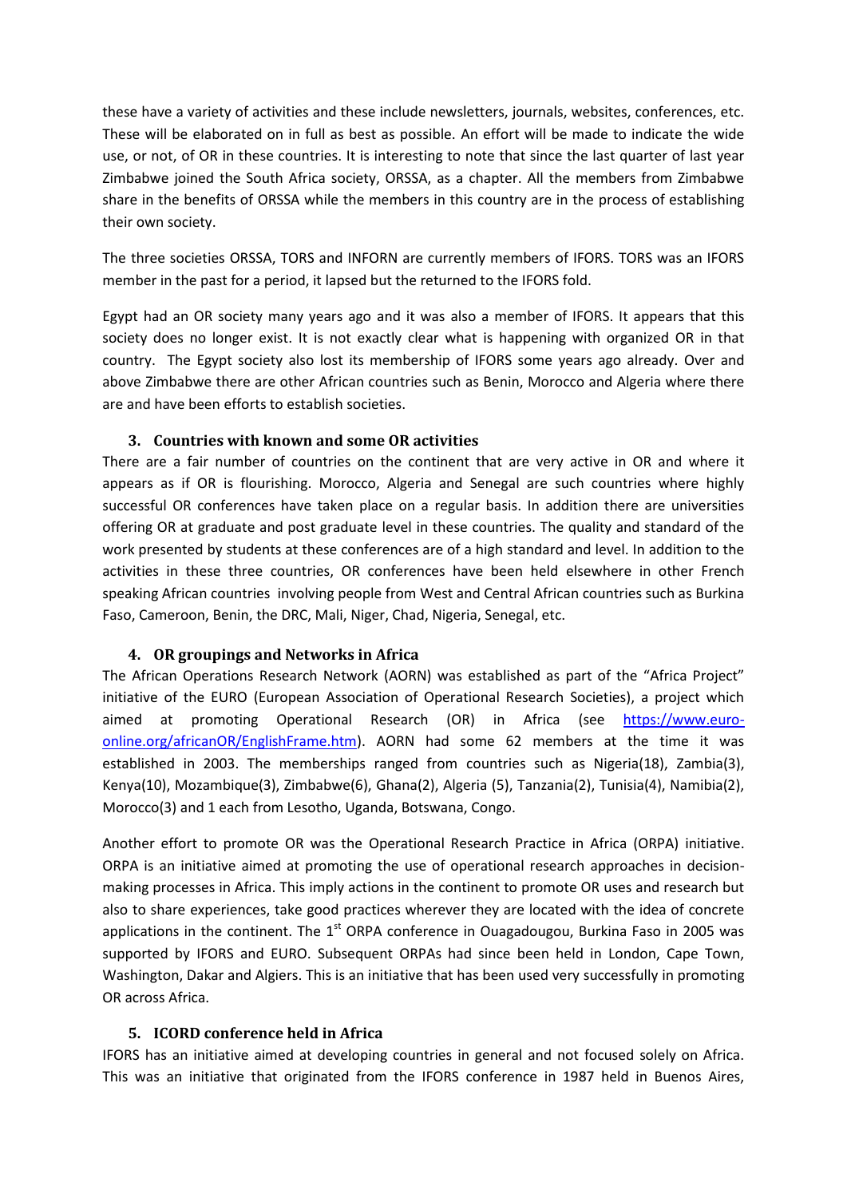these have a variety of activities and these include newsletters, journals, websites, conferences, etc. These will be elaborated on in full as best as possible. An effort will be made to indicate the wide use, or not, of OR in these countries. It is interesting to note that since the last quarter of last year Zimbabwe joined the South Africa society, ORSSA, as a chapter. All the members from Zimbabwe share in the benefits of ORSSA while the members in this country are in the process of establishing their own society.

The three societies ORSSA, TORS and INFORN are currently members of IFORS. TORS was an IFORS member in the past for a period, it lapsed but the returned to the IFORS fold.

Egypt had an OR society many years ago and it was also a member of IFORS. It appears that this society does no longer exist. It is not exactly clear what is happening with organized OR in that country. The Egypt society also lost its membership of IFORS some years ago already. Over and above Zimbabwe there are other African countries such as Benin, Morocco and Algeria where there are and have been efforts to establish societies.

## 3. Countries with known and some OR activities

There are a fair number of countries on the continent that are very active in OR and where it appears as if OR is flourishing. Morocco, Algeria and Senegal are such countries where highly successful OR conferences have taken place on a regular basis. In addition there are universities offering OR at graduate and post graduate level in these countries. The quality and standard of the work presented by students at these conferences are of a high standard and level. In addition to the activities in these three countries, OR conferences have been held elsewhere in other French speaking African countries involving people from West and Central African countries such as Burkina Faso, Cameroon, Benin, the DRC, Mali, Niger, Chad, Nigeria, Senegal, etc.

## 4. OR groupings and Networks in Africa

The African Operations Research Network (AORN) was established as part of the "Africa Project" initiative of the EURO (European Association of Operational Research Societies), a project which aimed at promoting Operational Research (OR) in Africa (see [https://www.euro-online.org/africanOR/EnglishFrame.htm](https://www.euro-online.org/africanOR/EnglishFrame.htm)). AORN had some 62 members at the time it was established in 2003. The memberships ranged from countries such as Nigeria(18), Zambia(3), Kenya(10), Mozambique(3), Zimbabwe(6), Ghana(2), Algeria (5), Tanzania(2), Tunisia(4), Namibia(2), Morocco(3) and 1 each from Lesotho, Uganda, Botswana, Congo.

Another effort to promote OR was the Operational Research Practice in Africa (ORPA) initiative. ORPA is an initiative aimed at promoting the use of operational research approaches in decision-making processes in Africa. This imply actions in the continent to promote OR uses and research but also to share experiences, take good practices wherever they are located with the idea of concrete applications in the continent. The 1st ORPA conference in Ouagadougou, Burkina Faso in 2005 was supported by IFORS and EURO. Subsequent ORPAs had since been held in London, Cape Town, Washington, Dakar and Algiers. This is an initiative that has been used very successfully in promoting OR across Africa.

## 5. ICORD conference held in Africa

IFORS has an initiative aimed at developing countries in general and not focused solely on Africa. This was an initiative that originated from the IFORS conference in 1987 held in Buenos Aires,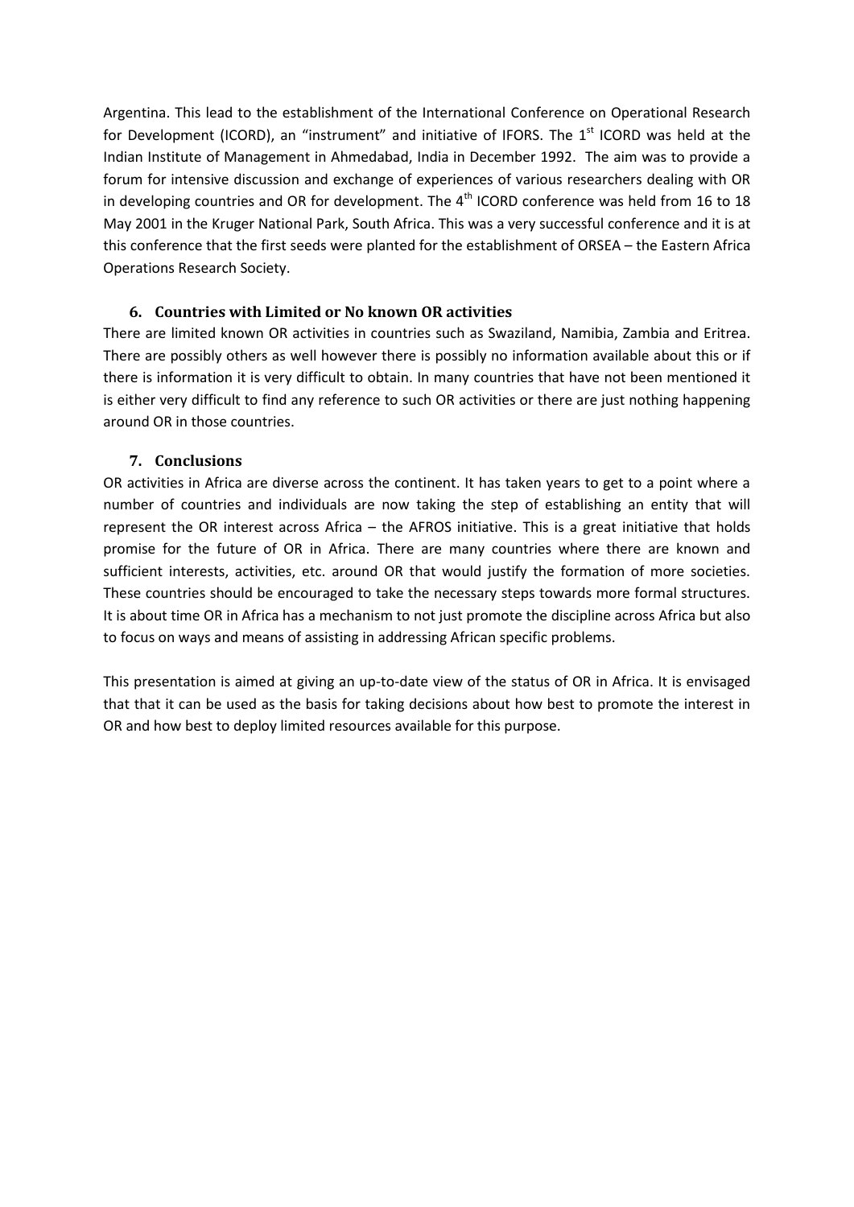Argentina. This lead to the establishment of the International Conference on Operational Research for Development (ICORD), an "instrument" and initiative of IFORS. The 1st ICORD was held at the Indian Institute of Management in Ahmedabad, India in December 1992. The aim was to provide a forum for intensive discussion and exchange of experiences of various researchers dealing with OR in developing countries and OR for development. The 4th ICORD conference was held from 16 to 18 May 2001 in the Kruger National Park, South Africa. This was a very successful conference and it is at this conference that the first seeds were planted for the establishment of ORSEA – the Eastern Africa Operations Research Society.

### 6. Countries with Limited or No known OR activities

There are limited known OR activities in countries such as Swaziland, Namibia, Zambia and Eritrea. There are possibly others as well however there is possibly no information available about this or if there is information it is very difficult to obtain. In many countries that have not been mentioned it is either very difficult to find any reference to such OR activities or there are just nothing happening around OR in those countries.

### 7. Conclusions

OR activities in Africa are diverse across the continent. It has taken years to get to a point where a number of countries and individuals are now taking the step of establishing an entity that will represent the OR interest across Africa – the AFROS initiative. This is a great initiative that holds promise for the future of OR in Africa. There are many countries where there are known and sufficient interests, activities, etc. around OR that would justify the formation of more societies. These countries should be encouraged to take the necessary steps towards more formal structures. It is about time OR in Africa has a mechanism to not just promote the discipline across Africa but also to focus on ways and means of assisting in addressing African specific problems.

This presentation is aimed at giving an up-to-date view of the status of OR in Africa. It is envisaged that that it can be used as the basis for taking decisions about how best to promote the interest in OR and how best to deploy limited resources available for this purpose.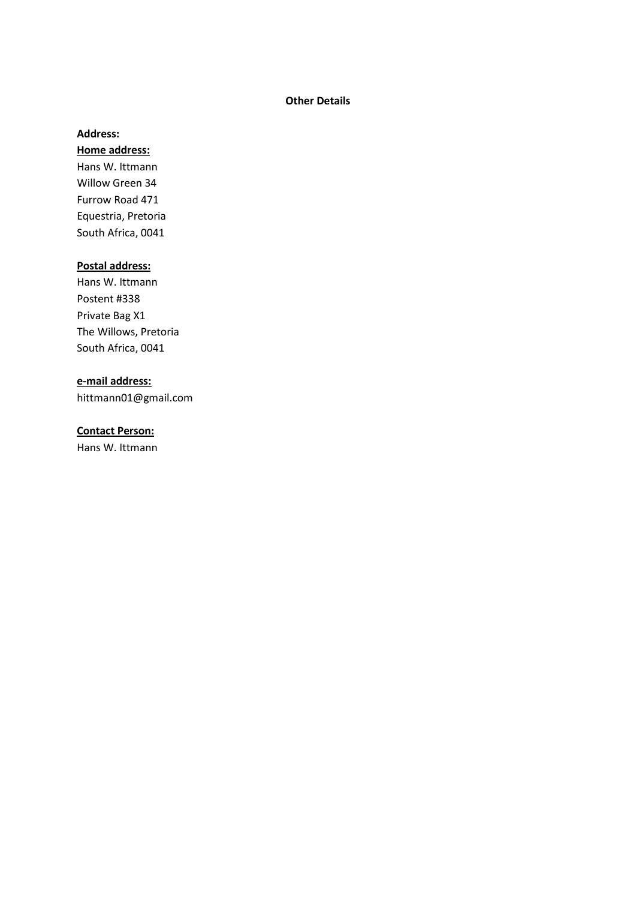## Other Details

**Address:**

**Home address:**

Hans W. Ittmann
Willow Green 34
Furrow Road 471
Equestria, Pretoria
South Africa, 0041

**Postal address:**

Hans W. Ittmann
Postent #338
Private Bag X1
The Willows, Pretoria
South Africa, 0041

**e-mail address:**

hittmann01@gmail.com

**Contact Person:**

Hans W. Ittmann